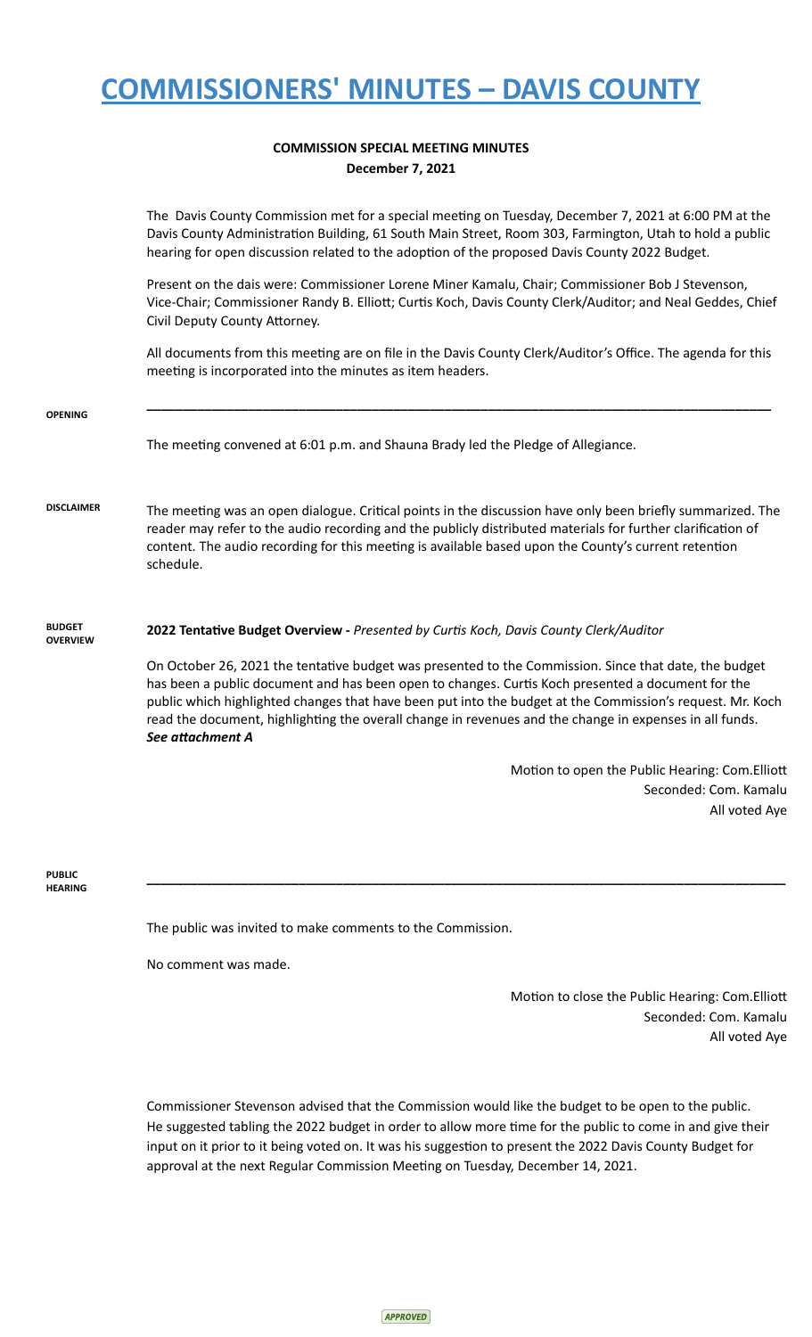# COMMISSIONERS' MINUTES – DAVIS COUNTY

**COMMISSION SPECIAL MEETING MINUTES**
**December 7, 2021**

The Davis County Commission met for a special meeting on Tuesday, December 7, 2021 at 6:00 PM at the Davis County Administration Building, 61 South Main Street, Room 303, Farmington, Utah to hold a public hearing for open discussion related to the adoption of the proposed Davis County 2022 Budget.

Present on the dais were: Commissioner Lorene Miner Kamalu, Chair; Commissioner Bob J Stevenson, Vice-Chair; Commissioner Randy B. Elliott; Curtis Koch, Davis County Clerk/Auditor; and Neal Geddes, Chief Civil Deputy County Attorney.

All documents from this meeting are on file in the Davis County Clerk/Auditor's Office. The agenda for this meeting is incorporated into the minutes as item headers.

---

**OPENING**

The meeting convened at 6:01 p.m. and Shauna Brady led the Pledge of Allegiance.

**DISCLAIMER**

The meeting was an open dialogue. Critical points in the discussion have only been briefly summarized. The reader may refer to the audio recording and the publicly distributed materials for further clarification of content. The audio recording for this meeting is available based upon the County's current retention schedule.

**BUDGET OVERVIEW**

**2022 Tentative Budget Overview -** *Presented by Curtis Koch, Davis County Clerk/Auditor*

On October 26, 2021 the tentative budget was presented to the Commission. Since that date, the budget has been a public document and has been open to changes. Curtis Koch presented a document for the public which highlighted changes that have been put into the budget at the Commission's request. Mr. Koch read the document, highlighting the overall change in revenues and the change in expenses in all funds. ***See attachment A***

Motion to open the Public Hearing: Com.Elliott
Seconded: Com. Kamalu
All voted Aye

---

**PUBLIC HEARING**

The public was invited to make comments to the Commission.

No comment was made.

Motion to close the Public Hearing: Com.Elliott
Seconded: Com. Kamalu
All voted Aye

Commissioner Stevenson advised that the Commission would like the budget to be open to the public. He suggested tabling the 2022 budget in order to allow more time for the public to come in and give their input on it prior to it being voted on. It was his suggestion to present the 2022 Davis County Budget for approval at the next Regular Commission Meeting on Tuesday, December 14, 2021.

*APPROVED*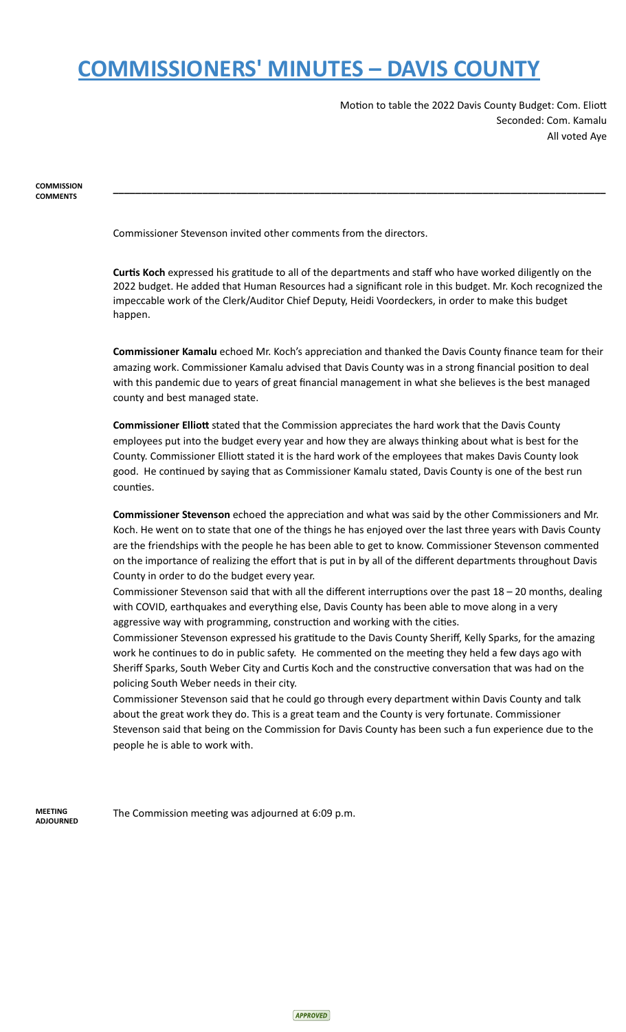Motion to table the 2022 Davis County Budget: Com. Eliott
Seconded: Com. Kamalu
All voted Aye

**COMMISSION COMMENTS**

---

Commissioner Stevenson invited other comments from the directors.

**Curtis Koch** expressed his gratitude to all of the departments and staff who have worked diligently on the 2022 budget. He added that Human Resources had a significant role in this budget. Mr. Koch recognized the impeccable work of the Clerk/Auditor Chief Deputy, Heidi Voordeckers, in order to make this budget happen.

**Commissioner Kamalu** echoed Mr. Koch's appreciation and thanked the Davis County finance team for their amazing work. Commissioner Kamalu advised that Davis County was in a strong financial position to deal with this pandemic due to years of great financial management in what she believes is the best managed county and best managed state.

**Commissioner Elliott** stated that the Commission appreciates the hard work that the Davis County employees put into the budget every year and how they are always thinking about what is best for the County. Commissioner Elliott stated it is the hard work of the employees that makes Davis County look good. He continued by saying that as Commissioner Kamalu stated, Davis County is one of the best run counties.

**Commissioner Stevenson** echoed the appreciation and what was said by the other Commissioners and Mr. Koch. He went on to state that one of the things he has enjoyed over the last three years with Davis County are the friendships with the people he has been able to get to know. Commissioner Stevenson commented on the importance of realizing the effort that is put in by all of the different departments throughout Davis County in order to do the budget every year.
Commissioner Stevenson said that with all the different interruptions over the past 18 – 20 months, dealing with COVID, earthquakes and everything else, Davis County has been able to move along in a very aggressive way with programming, construction and working with the cities.
Commissioner Stevenson expressed his gratitude to the Davis County Sheriff, Kelly Sparks, for the amazing work he continues to do in public safety. He commented on the meeting they held a few days ago with Sheriff Sparks, South Weber City and Curtis Koch and the constructive conversation that was had on the policing South Weber needs in their city.
Commissioner Stevenson said that he could go through every department within Davis County and talk about the great work they do. This is a great team and the County is very fortunate. Commissioner Stevenson said that being on the Commission for Davis County has been such a fun experience due to the people he is able to work with.

**MEETING ADJOURNED**

The Commission meeting was adjourned at 6:09 p.m.

APPROVED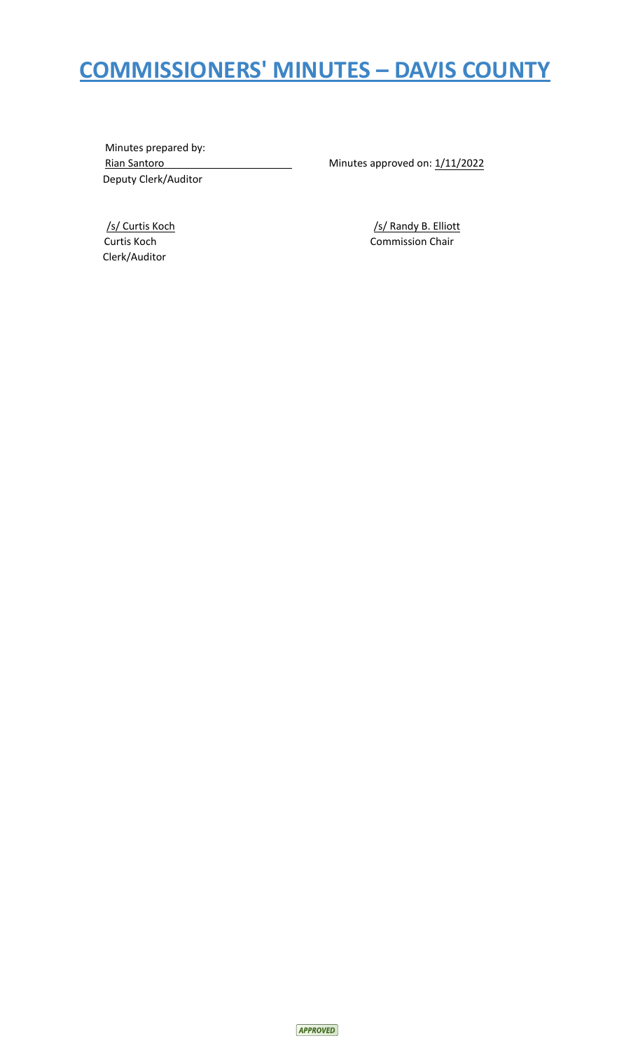# COMMISSIONERS' MINUTES – DAVIS COUNTY

Minutes prepared by:
Rian Santoro
Deputy Clerk/Auditor

Minutes approved on: 1/11/2022

/s/ Curtis Koch
Curtis Koch
Clerk/Auditor

/s/ Randy B. Elliott
Commission Chair

*APPROVED*